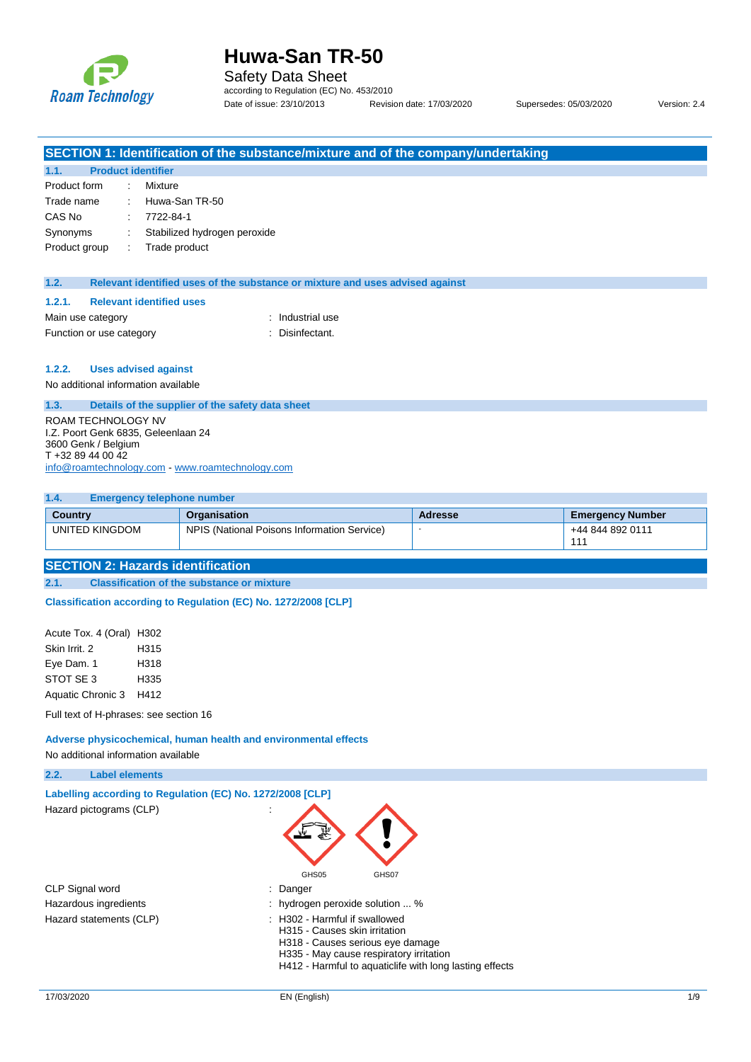# Huwa-San TR-50

Safety Data Sheet

according to Regulation (EC) No. 453/2010

Date of issue: 23/10/2013 Revision date: 17/03/2020 Supersedes: 05/03/2020 Version: 2.4

## SECTION 1: Identification of the substance/mixture and of the company/undertaking

### 1.1. Product identifier

Product form : Mixture
Trade name : Huwa-San TR-50
CAS No : 7722-84-1
Synonyms : Stabilized hydrogen peroxide
Product group : Trade product

### 1.2. Relevant identified uses of the substance or mixture and uses advised against

#### 1.2.1. Relevant identified uses

Main use category : Industrial use
Function or use category : Disinfectant.

#### 1.2.2. Uses advised against

No additional information available

### 1.3. Details of the supplier of the safety data sheet

ROAM TECHNOLOGY NV
I.Z. Poort Genk 6835, Geleenlaan 24
3600 Genk / Belgium
T +32 89 44 00 42
info@roamtechnology.com - www.roamtechnology.com

### 1.4. Emergency telephone number

| Country | Organisation | Adresse | Emergency Number |
|---|---|---|---|
| UNITED KINGDOM | NPIS (National Poisons Information Service) | - | +44 844 892 0111 111 |

## SECTION 2: Hazards identification

### 2.1. Classification of the substance or mixture

**Classification according to Regulation (EC) No. 1272/2008 [CLP]**

Acute Tox. 4 (Oral) H302
Skin Irrit. 2 H315
Eye Dam. 1 H318
STOT SE 3 H335
Aquatic Chronic 3 H412

Full text of H-phrases: see section 16

**Adverse physicochemical, human health and environmental effects**

No additional information available

### 2.2. Label elements

**Labelling according to Regulation (EC) No. 1272/2008 [CLP]**

Hazard pictograms (CLP) :

GHS05 GHS07

CLP Signal word : Danger

Hazardous ingredients : hydrogen peroxide solution ... %

Hazard statements (CLP) :
H302 - Harmful if swallowed
H315 - Causes skin irritation
H318 - Causes serious eye damage
H335 - May cause respiratory irritation
H412 - Harmful to aquaticlife with long lasting effects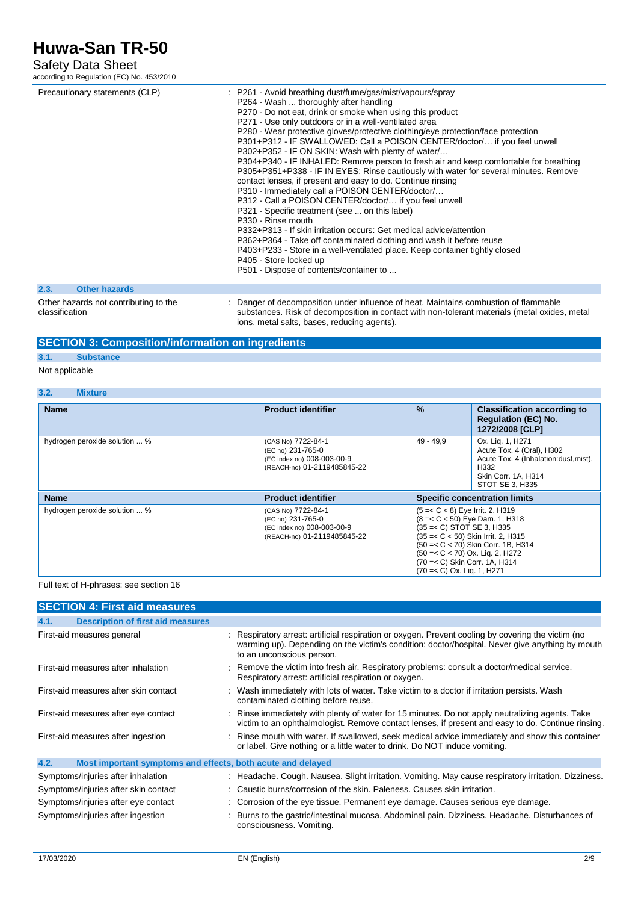| | |
|---|---|
| Precautionary statements (CLP) | : P261 - Avoid breathing dust/fume/gas/mist/vapours/spray<br>P264 - Wash ... thoroughly after handling<br>P270 - Do not eat, drink or smoke when using this product<br>P271 - Use only outdoors or in a well-ventilated area<br>P280 - Wear protective gloves/protective clothing/eye protection/face protection<br>P301+P312 - IF SWALLOWED: Call a POISON CENTER/doctor/… if you feel unwell<br>P302+P352 - IF ON SKIN: Wash with plenty of water/…<br>P304+P340 - IF INHALED: Remove person to fresh air and keep comfortable for breathing<br>P305+P351+P338 - IF IN EYES: Rinse cautiously with water for several minutes. Remove contact lenses, if present and easy to do. Continue rinsing<br>P310 - Immediately call a POISON CENTER/doctor/…<br>P312 - Call a POISON CENTER/doctor/… if you feel unwell<br>P321 - Specific treatment (see ... on this label)<br>P330 - Rinse mouth<br>P332+P313 - If skin irritation occurs: Get medical advice/attention<br>P362+P364 - Take off contaminated clothing and wash it before reuse<br>P403+P233 - Store in a well-ventilated place. Keep container tightly closed<br>P405 - Store locked up<br>P501 - Dispose of contents/container to ... |

### 2.3. Other hazards

| | |
|---|---|
| Other hazards not contributing to the classification | : Danger of decomposition under influence of heat. Maintains combustion of flammable substances. Risk of decomposition in contact with non-tolerant materials (metal oxides, metal ions, metal salts, bases, reducing agents). |

## SECTION 3: Composition/information on ingredients

### 3.1. Substance

Not applicable

### 3.2. Mixture

| Name | Product identifier | % | Classification according to Regulation (EC) No. 1272/2008 [CLP] |
|---|---|---|---|
| hydrogen peroxide solution ... % | (CAS No) 7722-84-1<br>(EC no) 231-765-0<br>(EC index no) 008-003-00-9<br>(REACH-no) 01-2119485845-22 | 49 - 49,9 | Ox. Liq. 1, H271<br>Acute Tox. 4 (Oral), H302<br>Acute Tox. 4 (Inhalation:dust,mist), H332<br>Skin Corr. 1A, H314<br>STOT SE 3, H335 |

| Name | Product identifier | Specific concentration limits |
|---|---|---|
| hydrogen peroxide solution ... % | (CAS No) 7722-84-1<br>(EC no) 231-765-0<br>(EC index no) 008-003-00-9<br>(REACH-no) 01-2119485845-22 | (5 =< C < 8) Eye Irrit. 2, H319<br>(8 =< C < 50) Eye Dam. 1, H318<br>(35 =< C) STOT SE 3, H335<br>(35 =< C < 50) Skin Irrit. 2, H315<br>(50 =< C < 70) Skin Corr. 1B, H314<br>(50 =< C < 70) Ox. Liq. 2, H272<br>(70 =< C) Skin Corr. 1A, H314<br>(70 =< C) Ox. Liq. 1, H271 |

Full text of H-phrases: see section 16

## SECTION 4: First aid measures

### 4.1. Description of first aid measures

| | |
|---|---|
| First-aid measures general | : Respiratory arrest: artificial respiration or oxygen. Prevent cooling by covering the victim (no warming up). Depending on the victim's condition: doctor/hospital. Never give anything by mouth to an unconscious person. |
| First-aid measures after inhalation | : Remove the victim into fresh air. Respiratory problems: consult a doctor/medical service. Respiratory arrest: artificial respiration or oxygen. |
| First-aid measures after skin contact | : Wash immediately with lots of water. Take victim to a doctor if irritation persists. Wash contaminated clothing before reuse. |
| First-aid measures after eye contact | : Rinse immediately with plenty of water for 15 minutes. Do not apply neutralizing agents. Take victim to an ophthalmologist. Remove contact lenses, if present and easy to do. Continue rinsing. |
| First-aid measures after ingestion | : Rinse mouth with water. If swallowed, seek medical advice immediately and show this container or label. Give nothing or a little water to drink. Do NOT induce vomiting. |

### 4.2. Most important symptoms and effects, both acute and delayed

| | |
|---|---|
| Symptoms/injuries after inhalation | : Headache. Cough. Nausea. Slight irritation. Vomiting. May cause respiratory irritation. Dizziness. |
| Symptoms/injuries after skin contact | : Caustic burns/corrosion of the skin. Paleness. Causes skin irritation. |
| Symptoms/injuries after eye contact | : Corrosion of the eye tissue. Permanent eye damage. Causes serious eye damage. |
| Symptoms/injuries after ingestion | : Burns to the gastric/intestinal mucosa. Abdominal pain. Dizziness. Headache. Disturbances of consciousness. Vomiting. |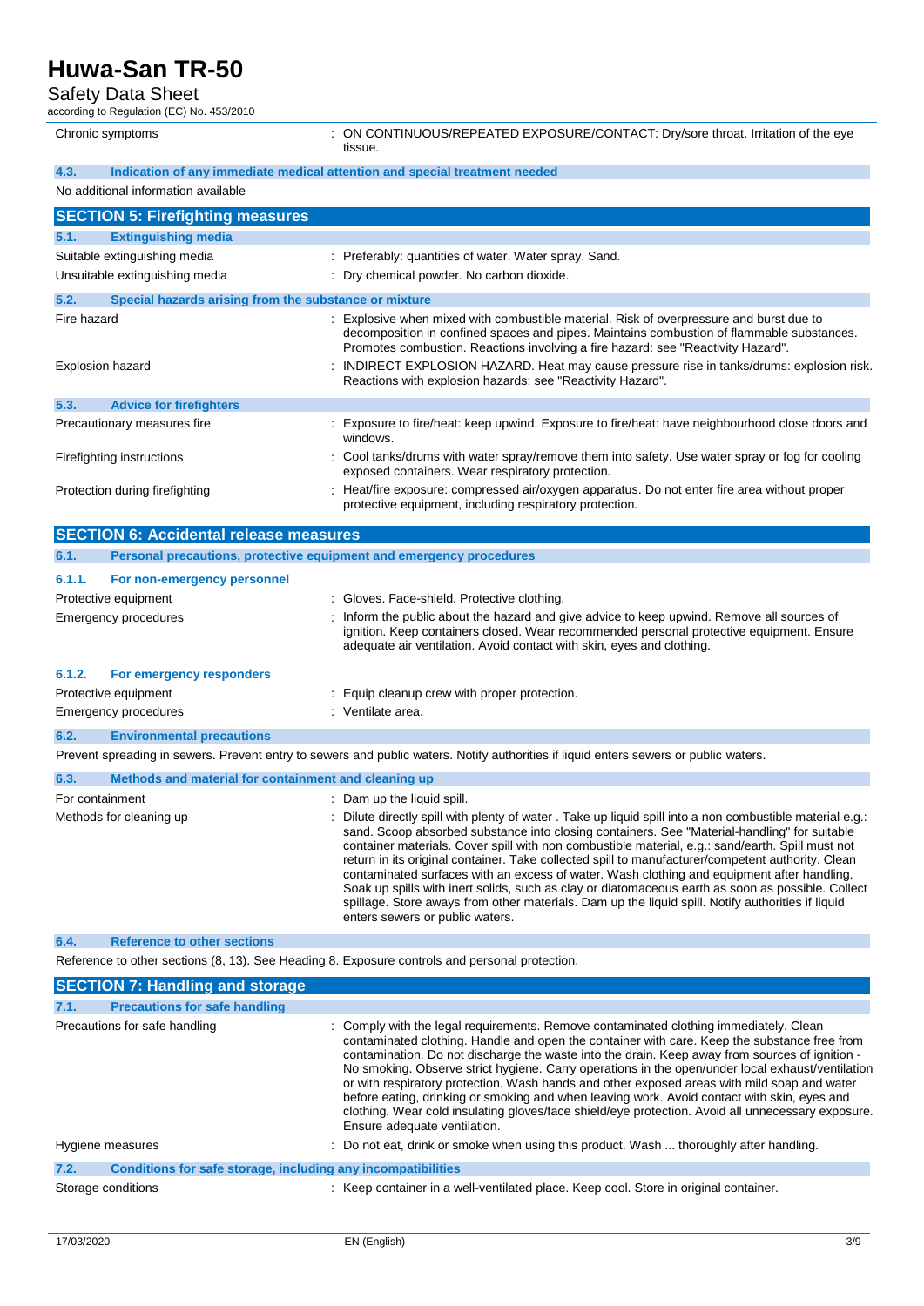| | |
|---|---|
| Chronic symptoms | : ON CONTINUOUS/REPEATED EXPOSURE/CONTACT: Dry/sore throat. Irritation of the eye tissue. |

### 4.3. Indication of any immediate medical attention and special treatment needed

No additional information available

## SECTION 5: Firefighting measures

### 5.1. Extinguishing media

| | |
|---|---|
| Suitable extinguishing media | : Preferably: quantities of water. Water spray. Sand. |
| Unsuitable extinguishing media | : Dry chemical powder. No carbon dioxide. |

### 5.2. Special hazards arising from the substance or mixture

| | |
|---|---|
| Fire hazard | : Explosive when mixed with combustible material. Risk of overpressure and burst due to decomposition in confined spaces and pipes. Maintains combustion of flammable substances. Promotes combustion. Reactions involving a fire hazard: see "Reactivity Hazard". |
| Explosion hazard | : INDIRECT EXPLOSION HAZARD. Heat may cause pressure rise in tanks/drums: explosion risk. Reactions with explosion hazards: see "Reactivity Hazard". |

### 5.3. Advice for firefighters

| | |
|---|---|
| Precautionary measures fire | : Exposure to fire/heat: keep upwind. Exposure to fire/heat: have neighbourhood close doors and windows. |
| Firefighting instructions | : Cool tanks/drums with water spray/remove them into safety. Use water spray or fog for cooling exposed containers. Wear respiratory protection. |
| Protection during firefighting | : Heat/fire exposure: compressed air/oxygen apparatus. Do not enter fire area without proper protective equipment, including respiratory protection. |

## SECTION 6: Accidental release measures

### 6.1. Personal precautions, protective equipment and emergency procedures

#### 6.1.1. For non-emergency personnel

| | |
|---|---|
| Protective equipment | : Gloves. Face-shield. Protective clothing. |
| Emergency procedures | : Inform the public about the hazard and give advice to keep upwind. Remove all sources of ignition. Keep containers closed. Wear recommended personal protective equipment. Ensure adequate air ventilation. Avoid contact with skin, eyes and clothing. |

#### 6.1.2. For emergency responders

| | |
|---|---|
| Protective equipment | : Equip cleanup crew with proper protection. |
| Emergency procedures | : Ventilate area. |

### 6.2. Environmental precautions

Prevent spreading in sewers. Prevent entry to sewers and public waters. Notify authorities if liquid enters sewers or public waters.

### 6.3. Methods and material for containment and cleaning up

| | |
|---|---|
| For containment | : Dam up the liquid spill. |
| Methods for cleaning up | : Dilute directly spill with plenty of water . Take up liquid spill into a non combustible material e.g.: sand. Scoop absorbed substance into closing containers. See "Material-handling" for suitable container materials. Cover spill with non combustible material, e.g.: sand/earth. Spill must not return in its original container. Take collected spill to manufacturer/competent authority. Clean contaminated surfaces with an excess of water. Wash clothing and equipment after handling. Soak up spills with inert solids, such as clay or diatomaceous earth as soon as possible. Collect spillage. Store aways from other materials. Dam up the liquid spill. Notify authorities if liquid enters sewers or public waters. |

### 6.4. Reference to other sections

Reference to other sections (8, 13). See Heading 8. Exposure controls and personal protection.

## SECTION 7: Handling and storage

### 7.1. Precautions for safe handling

| | |
|---|---|
| Precautions for safe handling | : Comply with the legal requirements. Remove contaminated clothing immediately. Clean contaminated clothing. Handle and open the container with care. Keep the substance free from contamination. Do not discharge the waste into the drain. Keep away from sources of ignition - No smoking. Observe strict hygiene. Carry operations in the open/under local exhaust/ventilation or with respiratory protection. Wash hands and other exposed areas with mild soap and water before eating, drinking or smoking and when leaving work. Avoid contact with skin, eyes and clothing. Wear cold insulating gloves/face shield/eye protection. Avoid all unnecessary exposure. Ensure adequate ventilation. |
| Hygiene measures | : Do not eat, drink or smoke when using this product. Wash ... thoroughly after handling. |

### 7.2. Conditions for safe storage, including any incompatibilities

| | |
|---|---|
| Storage conditions | : Keep container in a well-ventilated place. Keep cool. Store in original container. |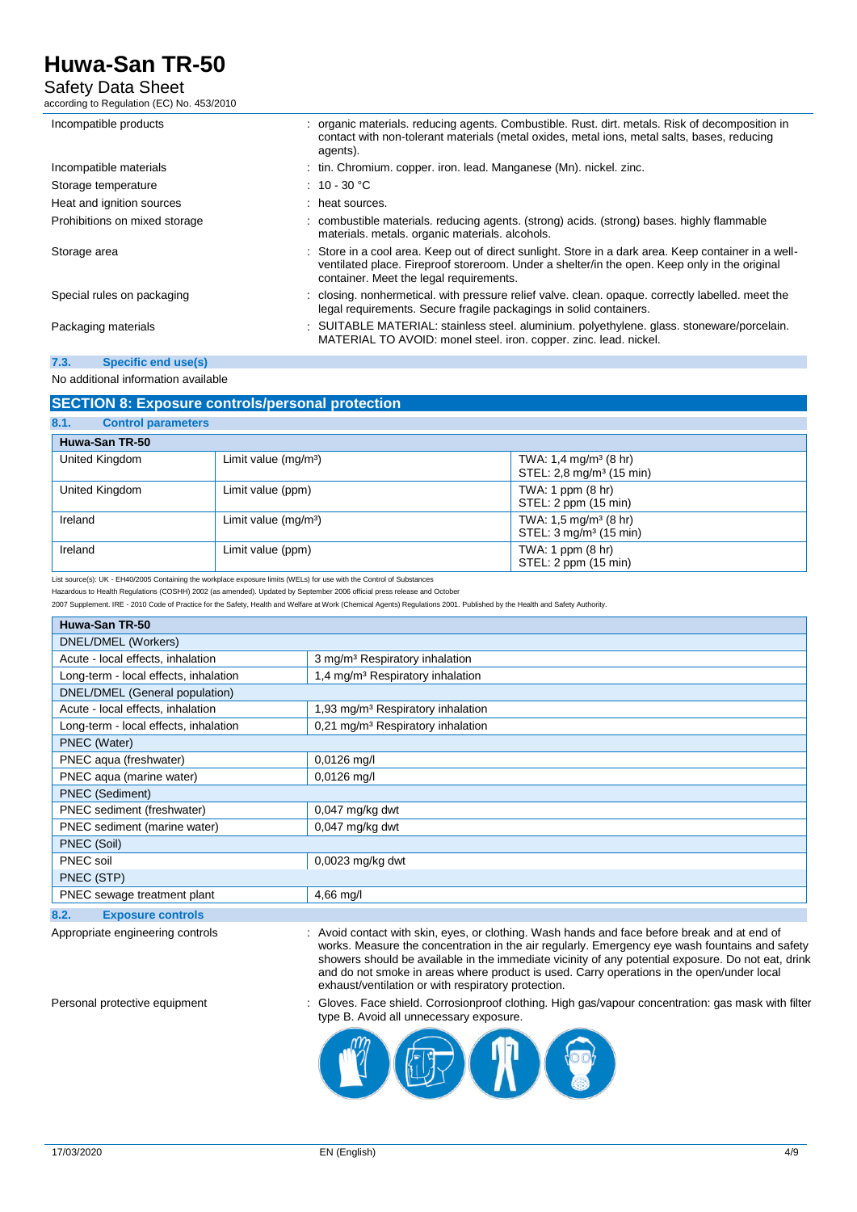| | |
|---|---|
| Incompatible products | : organic materials. reducing agents. Combustible. Rust. dirt. metals. Risk of decomposition in contact with non-tolerant materials (metal oxides, metal ions, metal salts, bases, reducing agents). |
| Incompatible materials | : tin. Chromium. copper. iron. lead. Manganese (Mn). nickel. zinc. |
| Storage temperature | : 10 - 30 °C |
| Heat and ignition sources | : heat sources. |
| Prohibitions on mixed storage | : combustible materials. reducing agents. (strong) acids. (strong) bases. highly flammable materials. metals. organic materials. alcohols. |
| Storage area | : Store in a cool area. Keep out of direct sunlight. Store in a dark area. Keep container in a well-ventilated place. Fireproof storeroom. Under a shelter/in the open. Keep only in the original container. Meet the legal requirements. |
| Special rules on packaging | : closing. nonhermetical. with pressure relief valve. clean. opaque. correctly labelled. meet the legal requirements. Secure fragile packagings in solid containers. |
| Packaging materials | : SUITABLE MATERIAL: stainless steel. aluminium. polyethylene. glass. stoneware/porcelain. MATERIAL TO AVOID: monel steel. iron. copper. zinc. lead. nickel. |

### 7.3. Specific end use(s)

No additional information available

## SECTION 8: Exposure controls/personal protection

### 8.1. Control parameters

| Huwa-San TR-50 | | |
|---|---|---|
| United Kingdom | Limit value (mg/m³) | TWA: 1,4 mg/m³ (8 hr)<br>STEL: 2,8 mg/m³ (15 min) |
| United Kingdom | Limit value (ppm) | TWA: 1 ppm (8 hr)<br>STEL: 2 ppm (15 min) |
| Ireland | Limit value (mg/m³) | TWA: 1,5 mg/m³ (8 hr)<br>STEL: 3 mg/m³ (15 min) |
| Ireland | Limit value (ppm) | TWA: 1 ppm (8 hr)<br>STEL: 2 ppm (15 min) |

List source(s): UK - EH40/2005 Containing the workplace exposure limits (WELs) for use with the Control of Substances Hazardous to Health Regulations (COSHH) 2002 (as amended). Updated by September 2006 official press release and October 2007 Supplement. IRE - 2010 Code of Practice for the Safety, Health and Welfare at Work (Chemical Agents) Regulations 2001. Published by the Health and Safety Authority.

| Huwa-San TR-50 | |
|---|---|
| DNEL/DMEL (Workers) | |
| Acute - local effects, inhalation | 3 mg/m³ Respiratory inhalation |
| Long-term - local effects, inhalation | 1,4 mg/m³ Respiratory inhalation |
| DNEL/DMEL (General population) | |
| Acute - local effects, inhalation | 1,93 mg/m³ Respiratory inhalation |
| Long-term - local effects, inhalation | 0,21 mg/m³ Respiratory inhalation |
| PNEC (Water) | |
| PNEC aqua (freshwater) | 0,0126 mg/l |
| PNEC aqua (marine water) | 0,0126 mg/l |
| PNEC (Sediment) | |
| PNEC sediment (freshwater) | 0,047 mg/kg dwt |
| PNEC sediment (marine water) | 0,047 mg/kg dwt |
| PNEC (Soil) | |
| PNEC soil | 0,0023 mg/kg dwt |
| PNEC (STP) | |
| PNEC sewage treatment plant | 4,66 mg/l |

### 8.2. Exposure controls

| | |
|---|---|
| Appropriate engineering controls | : Avoid contact with skin, eyes, or clothing. Wash hands and face before break and at end of works. Measure the concentration in the air regularly. Emergency eye wash fountains and safety showers should be available in the immediate vicinity of any potential exposure. Do not eat, drink and do not smoke in areas where product is used. Carry operations in the open/under local exhaust/ventilation or with respiratory protection. |
| Personal protective equipment | : Gloves. Face shield. Corrosionproof clothing. High gas/vapour concentration: gas mask with filter type B. Avoid all unnecessary exposure. |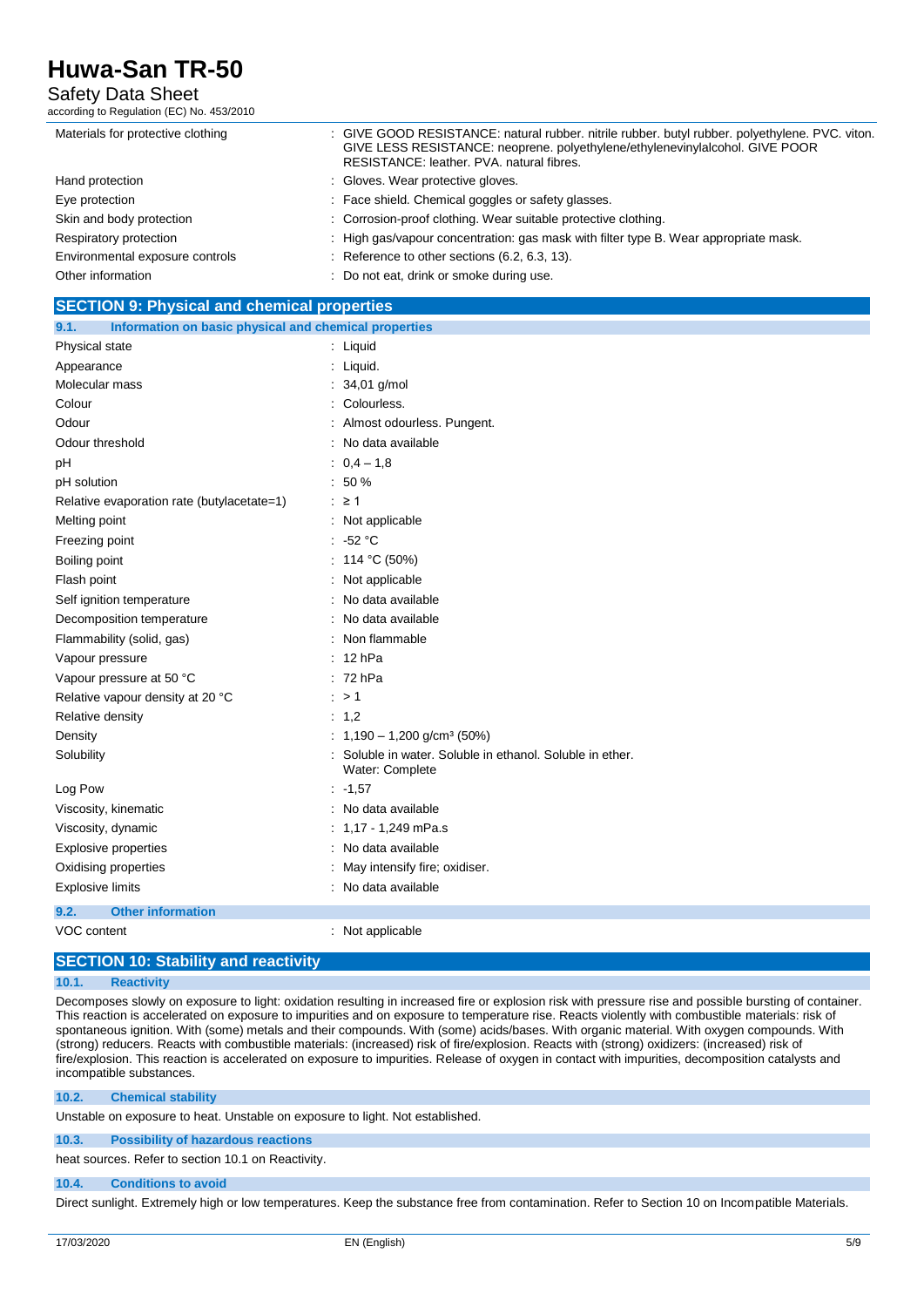| | |
|---|---|
| Materials for protective clothing | : GIVE GOOD RESISTANCE: natural rubber. nitrile rubber. butyl rubber. polyethylene. PVC. viton. GIVE LESS RESISTANCE: neoprene. polyethylene/ethylenevinylalcohol. GIVE POOR RESISTANCE: leather. PVA. natural fibres. |
| Hand protection | : Gloves. Wear protective gloves. |
| Eye protection | : Face shield. Chemical goggles or safety glasses. |
| Skin and body protection | : Corrosion-proof clothing. Wear suitable protective clothing. |
| Respiratory protection | : High gas/vapour concentration: gas mask with filter type B. Wear appropriate mask. |
| Environmental exposure controls | : Reference to other sections (6.2, 6.3, 13). |
| Other information | : Do not eat, drink or smoke during use. |

## SECTION 9: Physical and chemical properties

### 9.1. Information on basic physical and chemical properties

| | |
|---|---|
| Physical state | : Liquid |
| Appearance | : Liquid. |
| Molecular mass | : 34,01 g/mol |
| Colour | : Colourless. |
| Odour | : Almost odourless. Pungent. |
| Odour threshold | : No data available |
| pH | : 0,4 – 1,8 |
| pH solution | : 50 % |
| Relative evaporation rate (butylacetate=1) | : ≥ 1 |
| Melting point | : Not applicable |
| Freezing point | : -52 °C |
| Boiling point | : 114 °C (50%) |
| Flash point | : Not applicable |
| Self ignition temperature | : No data available |
| Decomposition temperature | : No data available |
| Flammability (solid, gas) | : Non flammable |
| Vapour pressure | : 12 hPa |
| Vapour pressure at 50 °C | : 72 hPa |
| Relative vapour density at 20 °C | : > 1 |
| Relative density | : 1,2 |
| Density | : 1,190 – 1,200 g/cm³ (50%) |
| Solubility | : Soluble in water. Soluble in ethanol. Soluble in ether. Water: Complete |
| Log Pow | : -1,57 |
| Viscosity, kinematic | : No data available |
| Viscosity, dynamic | : 1,17 - 1,249 mPa.s |
| Explosive properties | : No data available |
| Oxidising properties | : May intensify fire; oxidiser. |
| Explosive limits | : No data available |

### 9.2. Other information

| | |
|---|---|
| VOC content | : Not applicable |

## SECTION 10: Stability and reactivity

### 10.1. Reactivity

Decomposes slowly on exposure to light: oxidation resulting in increased fire or explosion risk with pressure rise and possible bursting of container. This reaction is accelerated on exposure to impurities and on exposure to temperature rise. Reacts violently with combustible materials: risk of spontaneous ignition. With (some) metals and their compounds. With (some) acids/bases. With organic material. With oxygen compounds. With (strong) reducers. Reacts with combustible materials: (increased) risk of fire/explosion. Reacts with (strong) oxidizers: (increased) risk of fire/explosion. This reaction is accelerated on exposure to impurities. Release of oxygen in contact with impurities, decomposition catalysts and incompatible substances.

### 10.2. Chemical stability

Unstable on exposure to heat. Unstable on exposure to light. Not established.

### 10.3. Possibility of hazardous reactions

heat sources. Refer to section 10.1 on Reactivity.

### 10.4. Conditions to avoid

Direct sunlight. Extremely high or low temperatures. Keep the substance free from contamination. Refer to Section 10 on Incompatible Materials.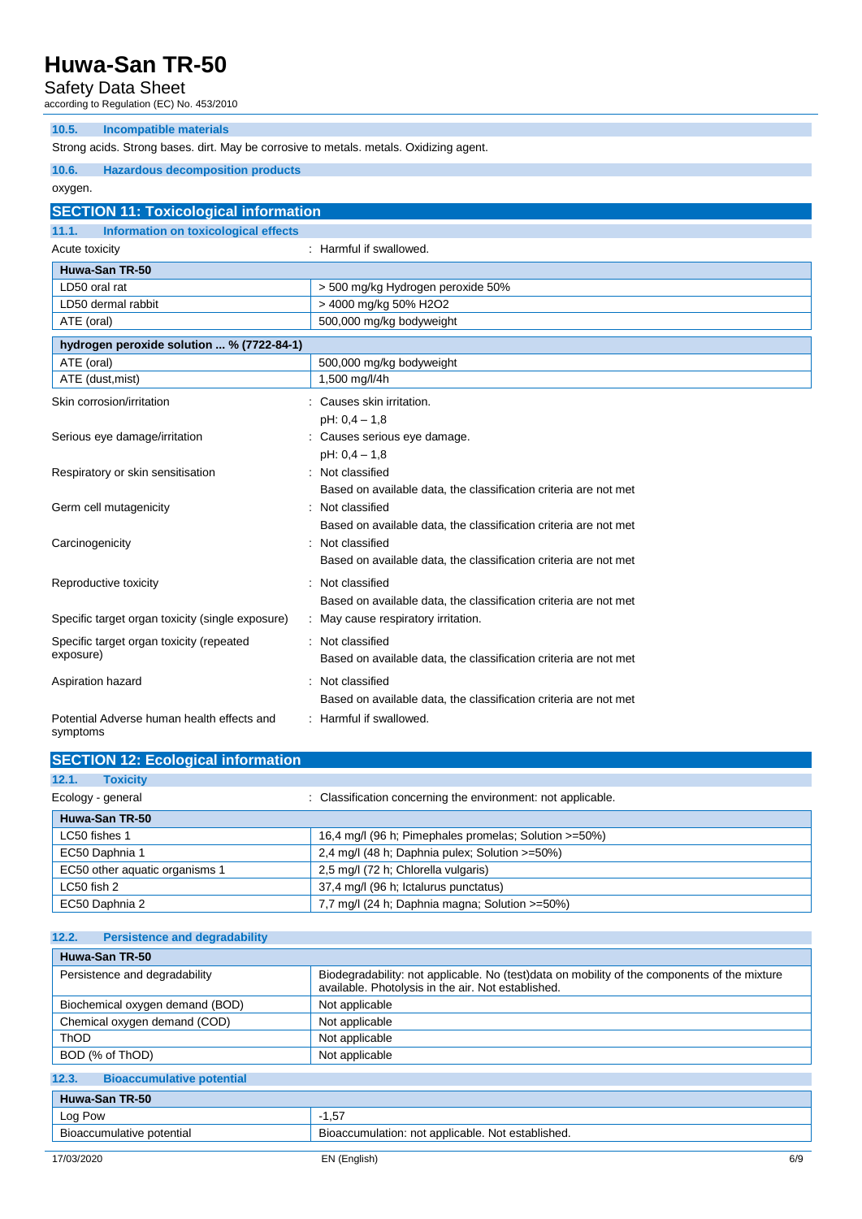### 10.5. Incompatible materials

Strong acids. Strong bases. dirt. May be corrosive to metals. metals. Oxidizing agent.

### 10.6. Hazardous decomposition products

oxygen.

## SECTION 11: Toxicological information

### 11.1. Information on toxicological effects

Acute toxicity : Harmful if swallowed.

| Huwa-San TR-50 | |
|---|---|
| LD50 oral rat | > 500 mg/kg Hydrogen peroxide 50% |
| LD50 dermal rabbit | > 4000 mg/kg 50% $H_2O_2$ |
| ATE (oral) | 500,000 mg/kg bodyweight |

| hydrogen peroxide solution ... % (7722-84-1) | |
|---|---|
| ATE (oral) | 500,000 mg/kg bodyweight |
| ATE (dust,mist) | 1,500 mg/l/4h |

Skin corrosion/irritation : Causes skin irritation.
pH: 0,4 – 1,8

Serious eye damage/irritation : Causes serious eye damage.
pH: 0,4 – 1,8

Respiratory or skin sensitisation : Not classified
Based on available data, the classification criteria are not met

Germ cell mutagenicity : Not classified
Based on available data, the classification criteria are not met

Carcinogenicity : Not classified
Based on available data, the classification criteria are not met

Reproductive toxicity : Not classified
Based on available data, the classification criteria are not met

Specific target organ toxicity (single exposure) : May cause respiratory irritation.

Specific target organ toxicity (repeated exposure) : Not classified
Based on available data, the classification criteria are not met

Aspiration hazard : Not classified
Based on available data, the classification criteria are not met

Potential Adverse human health effects and symptoms : Harmful if swallowed.

## SECTION 12: Ecological information

### 12.1. Toxicity

Ecology - general : Classification concerning the environment: not applicable.

| Huwa-San TR-50 | |
|---|---|
| LC50 fishes 1 | 16,4 mg/l (96 h; Pimephales promelas; Solution >=50%) |
| EC50 Daphnia 1 | 2,4 mg/l (48 h; Daphnia pulex; Solution >=50%) |
| EC50 other aquatic organisms 1 | 2,5 mg/l (72 h; Chlorella vulgaris) |
| LC50 fish 2 | 37,4 mg/l (96 h; Ictalurus punctatus) |
| EC50 Daphnia 2 | 7,7 mg/l (24 h; Daphnia magna; Solution >=50%) |

### 12.2. Persistence and degradability

| Huwa-San TR-50 | |
|---|---|
| Persistence and degradability | Biodegradability: not applicable. No (test)data on mobility of the components of the mixture available. Photolysis in the air. Not established. |
| Biochemical oxygen demand (BOD) | Not applicable |
| Chemical oxygen demand (COD) | Not applicable |
| ThOD | Not applicable |
| BOD (% of ThOD) | Not applicable |

### 12.3. Bioaccumulative potential

| Huwa-San TR-50 | |
|---|---|
| Log Pow | -1,57 |
| Bioaccumulative potential | Bioaccumulation: not applicable. Not established. |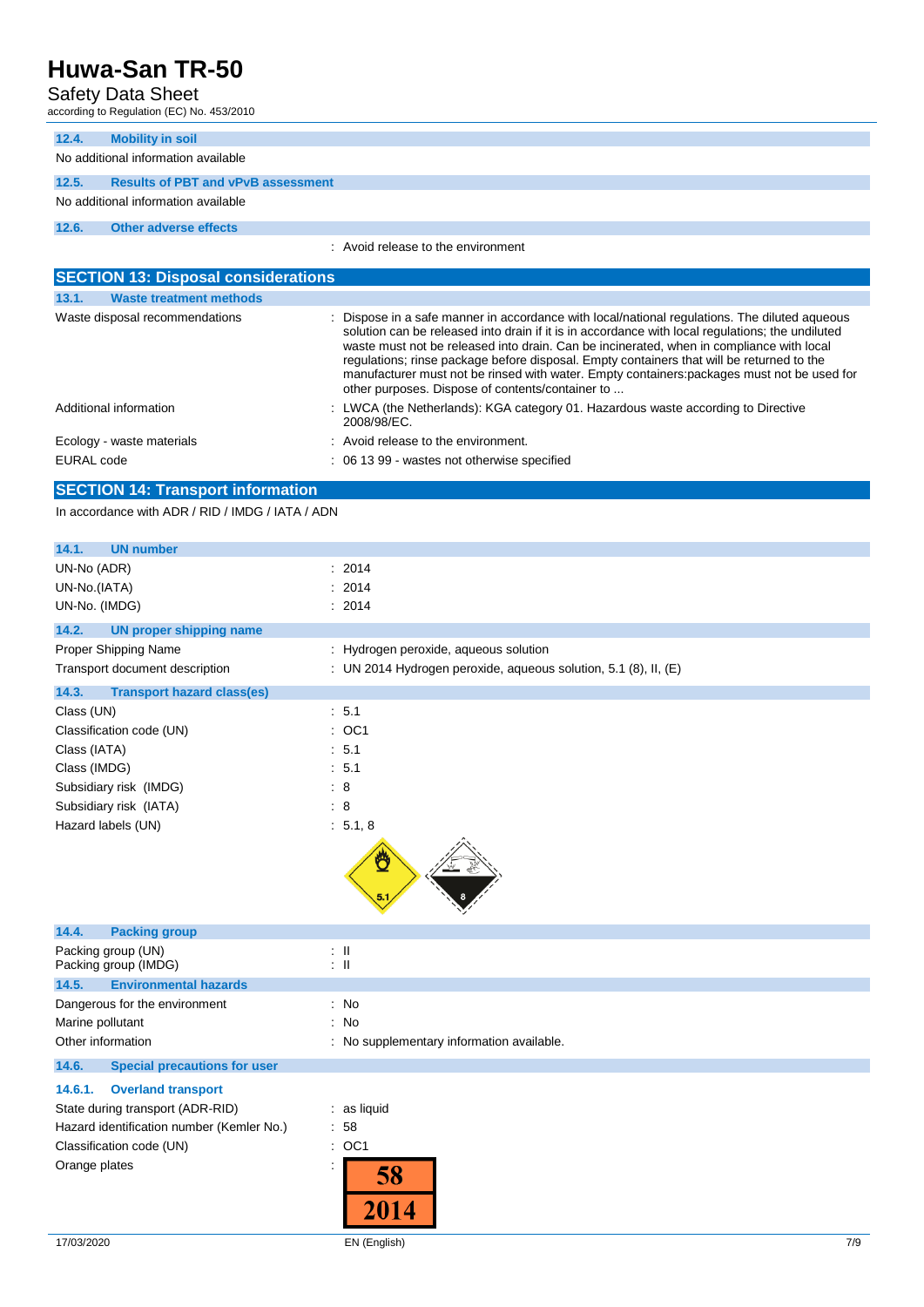### 12.4. Mobility in soil

No additional information available

### 12.5. Results of PBT and vPvB assessment

No additional information available

### 12.6. Other adverse effects

: Avoid release to the environment

## SECTION 13: Disposal considerations

### 13.1. Waste treatment methods

| | |
|---|---|
| Waste disposal recommendations | : Dispose in a safe manner in accordance with local/national regulations. The diluted aqueous solution can be released into drain if it is in accordance with local regulations; the undiluted waste must not be released into drain. Can be incinerated, when in compliance with local regulations; rinse package before disposal. Empty containers that will be returned to the manufacturer must not be rinsed with water. Empty containers:packages must not be used for other purposes. Dispose of contents/container to ... |
| Additional information | : LWCA (the Netherlands): KGA category 01. Hazardous waste according to Directive 2008/98/EC. |
| Ecology - waste materials | : Avoid release to the environment. |
| EURAL code | : 06 13 99 - wastes not otherwise specified |

## SECTION 14: Transport information

In accordance with ADR / RID / IMDG / IATA / ADN

### 14.1. UN number

| | |
|---|---|
| UN-No (ADR) | : 2014 |
| UN-No.(IATA) | : 2014 |
| UN-No. (IMDG) | : 2014 |

### 14.2. UN proper shipping name

| | |
|---|---|
| Proper Shipping Name | : Hydrogen peroxide, aqueous solution |
| Transport document description | : UN 2014 Hydrogen peroxide, aqueous solution, 5.1 (8), II, (E) |

### 14.3. Transport hazard class(es)

| | |
|---|---|
| Class (UN) | : 5.1 |
| Classification code (UN) | : OC1 |
| Class (IATA) | : 5.1 |
| Class (IMDG) | : 5.1 |
| Subsidiary risk (IMDG) | : 8 |
| Subsidiary risk (IATA) | : 8 |
| Hazard labels (UN) | : 5.1, 8 |

### 14.4. Packing group

| | |
|---|---|
| Packing group (UN) | : II |
| Packing group (IMDG) | : II |

### 14.5. Environmental hazards

| | |
|---|---|
| Dangerous for the environment | : No |
| Marine pollutant | : No |
| Other information | : No supplementary information available. |

### 14.6. Special precautions for user

#### 14.6.1. Overland transport

| | |
|---|---|
| State during transport (ADR-RID) | : as liquid |
| Hazard identification number (Kemler No.) | : 58 |
| Classification code (UN) | : OC1 |
| Orange plates | : 58 / 2014 |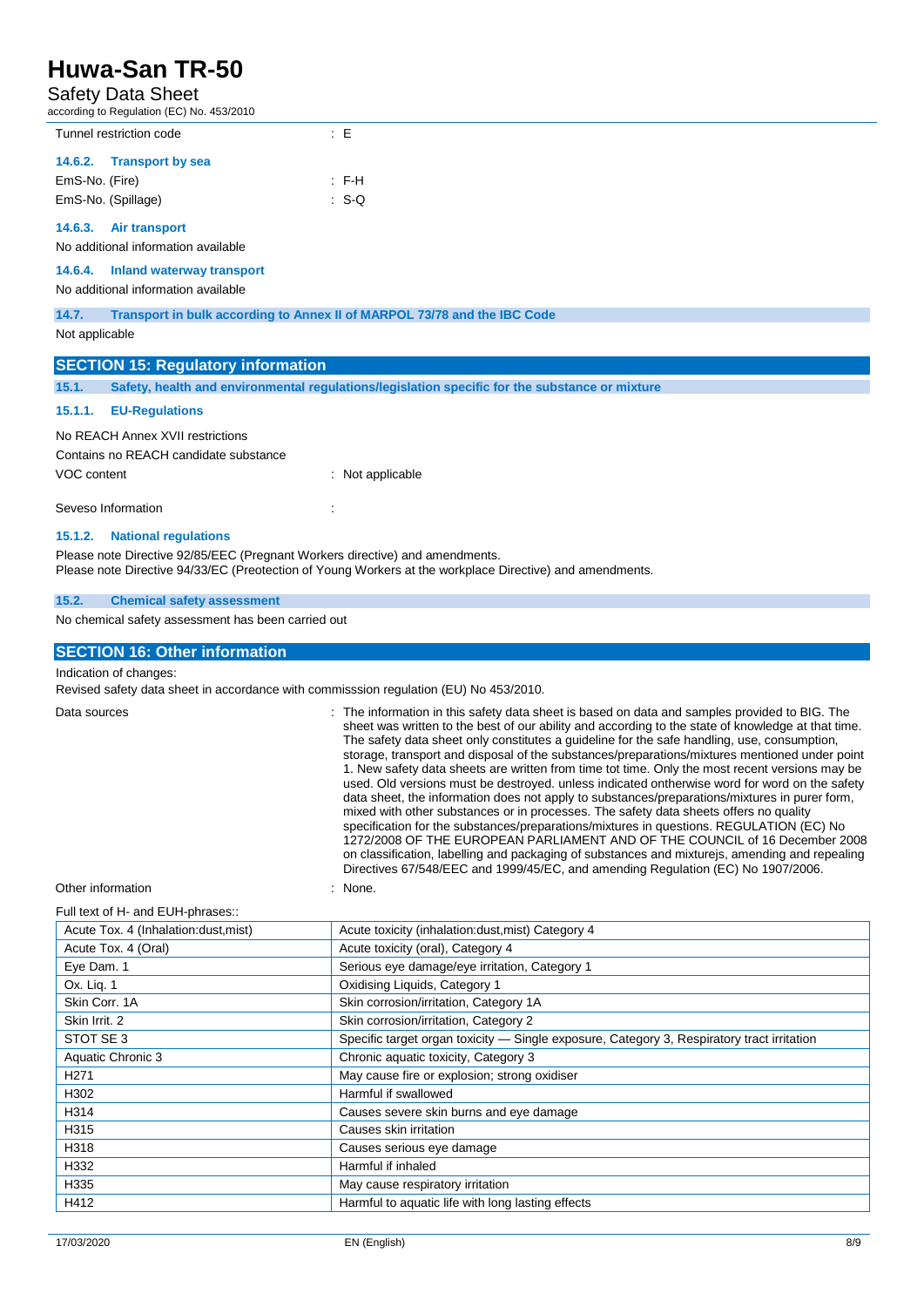Tunnel restriction code : E

#### 14.6.2. Transport by sea

EmS-No. (Fire) : F-H

EmS-No. (Spillage) : S-Q

#### 14.6.3. Air transport

No additional information available

#### 14.6.4. Inland waterway transport

No additional information available

### 14.7. Transport in bulk according to Annex II of MARPOL 73/78 and the IBC Code

Not applicable

## SECTION 15: Regulatory information

### 15.1. Safety, health and environmental regulations/legislation specific for the substance or mixture

#### 15.1.1. EU-Regulations

No REACH Annex XVII restrictions

Contains no REACH candidate substance

VOC content : Not applicable

Seveso Information :

#### 15.1.2. National regulations

Please note Directive 92/85/EEC (Pregnant Workers directive) and amendments.
Please note Directive 94/33/EC (Preotection of Young Workers at the workplace Directive) and amendments.

### 15.2. Chemical safety assessment

No chemical safety assessment has been carried out

## SECTION 16: Other information

Indication of changes:
Revised safety data sheet in accordance with commisssion regulation (EU) No 453/2010.

Data sources : The information in this safety data sheet is based on data and samples provided to BIG. The sheet was written to the best of our ability and according to the state of knowledge at that time. The safety data sheet only constitutes a guideline for the safe handling, use, consumption, storage, transport and disposal of the substances/preparations/mixtures mentioned under point 1. New safety data sheets are written from time tot time. Only the most recent versions may be used. Old versions must be destroyed. unless indicated ontherwise word for word on the safety data sheet, the information does not apply to substances/preparations/mixtures in purer form, mixed with other substances or in processes. The safety data sheets offers no quality specification for the substances/preparations/mixtures in questions. REGULATION (EC) No 1272/2008 OF THE EUROPEAN PARLIAMENT AND OF THE COUNCIL of 16 December 2008 on classification, labelling and packaging of substances and mixturejs, amending and repealing Directives 67/548/EEC and 1999/45/EC, and amending Regulation (EC) No 1907/2006.

Other information : None.

Full text of H- and EUH-phrases::

| | |
|---|---|
| Acute Tox. 4 (Inhalation:dust,mist) | Acute toxicity (inhalation:dust,mist) Category 4 |
| Acute Tox. 4 (Oral) | Acute toxicity (oral), Category 4 |
| Eye Dam. 1 | Serious eye damage/eye irritation, Category 1 |
| Ox. Liq. 1 | Oxidising Liquids, Category 1 |
| Skin Corr. 1A | Skin corrosion/irritation, Category 1A |
| Skin Irrit. 2 | Skin corrosion/irritation, Category 2 |
| STOT SE 3 | Specific target organ toxicity — Single exposure, Category 3, Respiratory tract irritation |
| Aquatic Chronic 3 | Chronic aquatic toxicity, Category 3 |
| H271 | May cause fire or explosion; strong oxidiser |
| H302 | Harmful if swallowed |
| H314 | Causes severe skin burns and eye damage |
| H315 | Causes skin irritation |
| H318 | Causes serious eye damage |
| H332 | Harmful if inhaled |
| H335 | May cause respiratory irritation |
| H412 | Harmful to aquatic life with long lasting effects |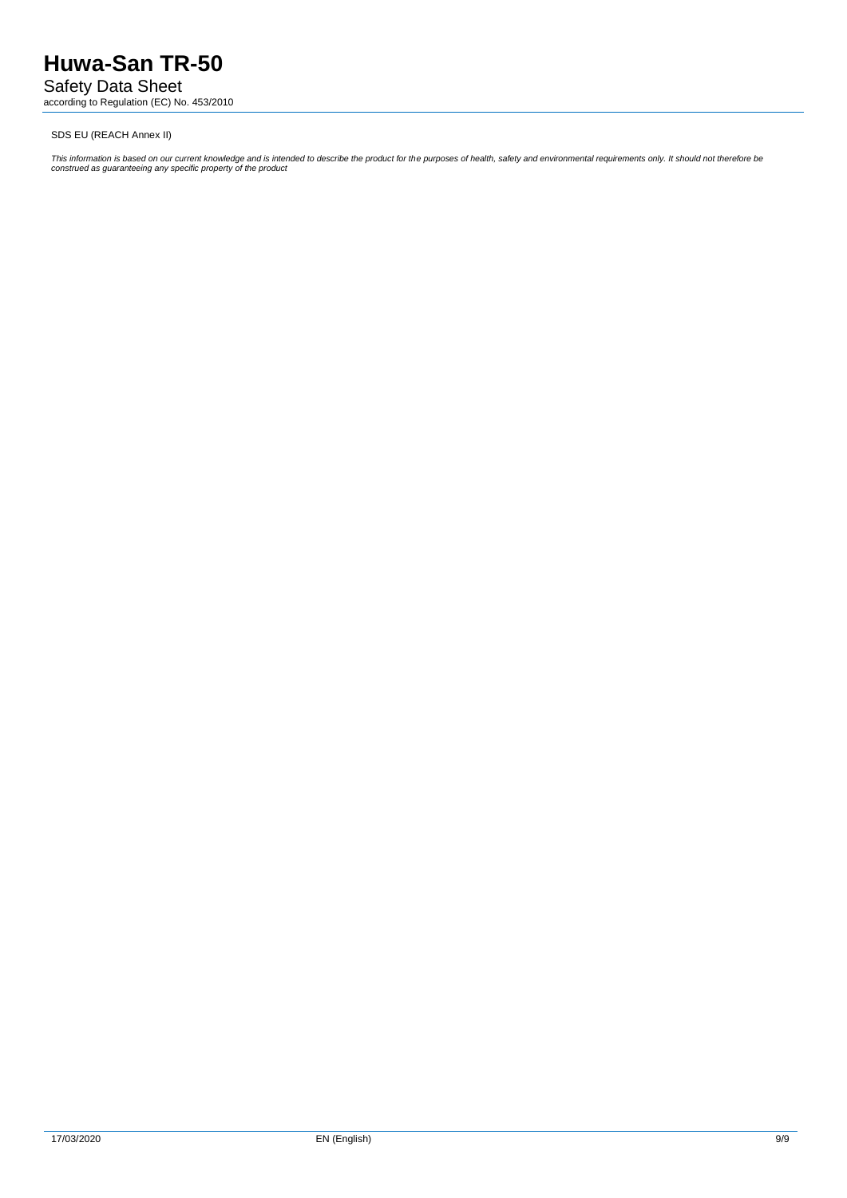SDS EU (REACH Annex II)

*This information is based on our current knowledge and is intended to describe the product for the purposes of health, safety and environmental requirements only. It should not therefore be construed as guaranteeing any specific property of the product*